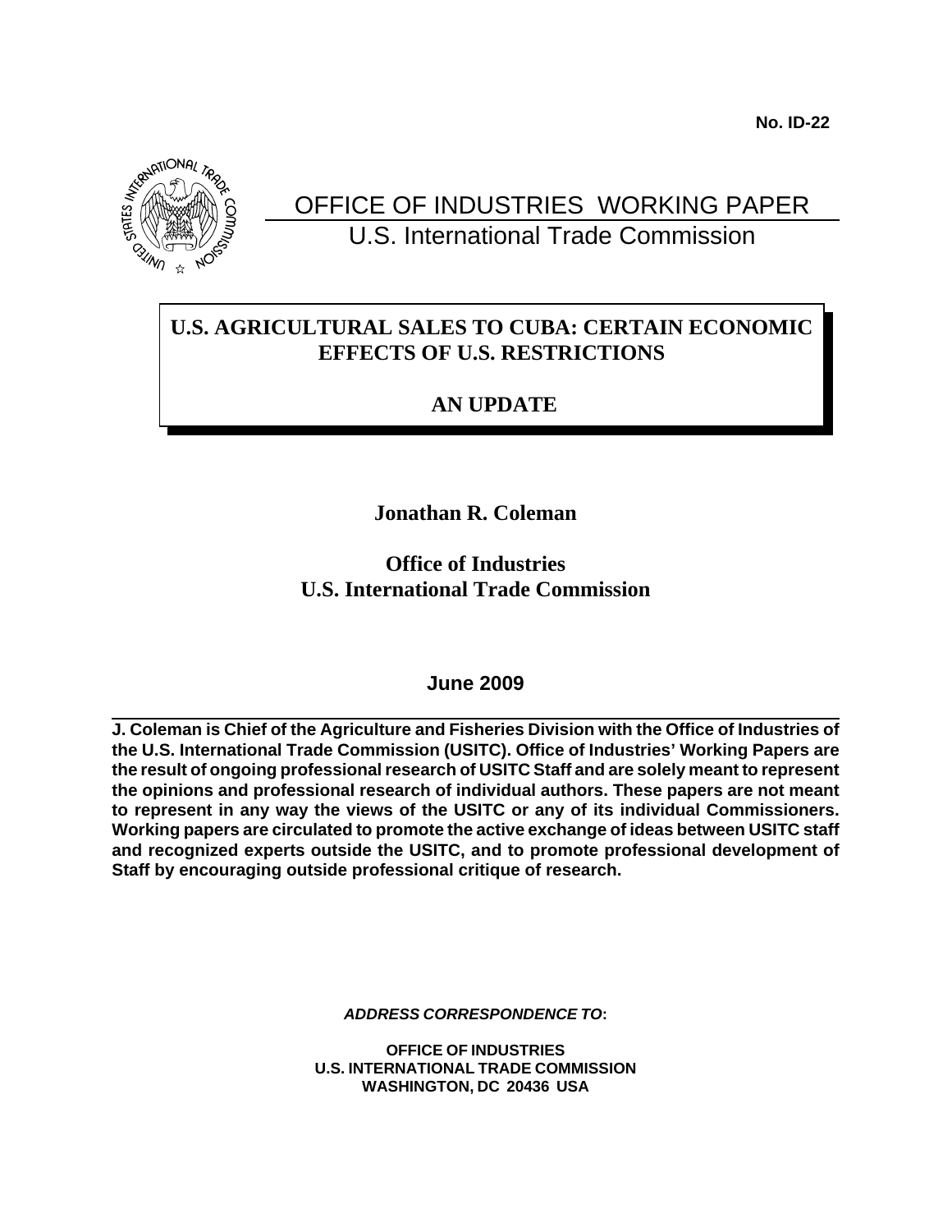**No. ID-22**

OFFICE OF INDUSTRIES WORKING PAPER
U.S. International Trade Commission

# U.S. AGRICULTURAL SALES TO CUBA: CERTAIN ECONOMIC EFFECTS OF U.S. RESTRICTIONS

## AN UPDATE

**Jonathan R. Coleman**

**Office of Industries**
**U.S. International Trade Commission**

**June 2009**

**J. Coleman is Chief of the Agriculture and Fisheries Division with the Office of Industries of the U.S. International Trade Commission (USITC). Office of Industries' Working Papers are the result of ongoing professional research of USITC Staff and are solely meant to represent the opinions and professional research of individual authors. These papers are not meant to represent in any way the views of the USITC or any of its individual Commissioners. Working papers are circulated to promote the active exchange of ideas between USITC staff and recognized experts outside the USITC, and to promote professional development of Staff by encouraging outside professional critique of research.**

***ADDRESS CORRESPONDENCE TO*:**

**OFFICE OF INDUSTRIES**
**U.S. INTERNATIONAL TRADE COMMISSION**
**WASHINGTON, DC 20436 USA**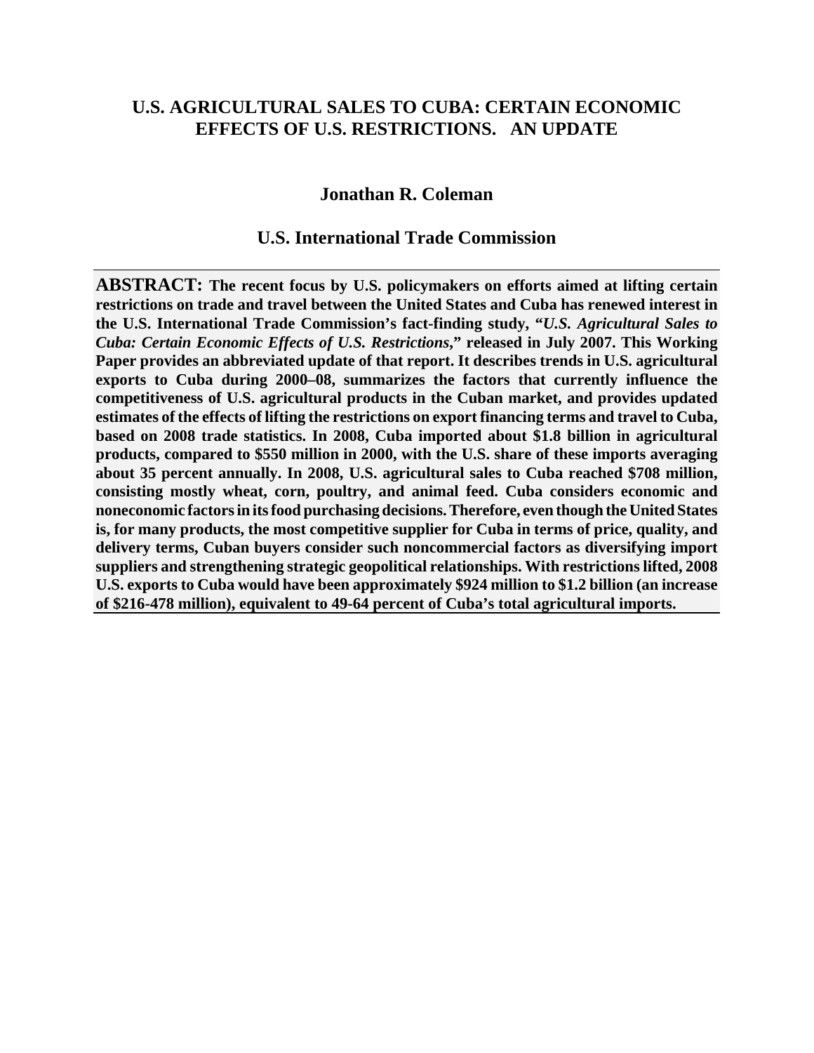# U.S. AGRICULTURAL SALES TO CUBA: CERTAIN ECONOMIC EFFECTS OF U.S. RESTRICTIONS. AN UPDATE

**Jonathan R. Coleman**

**U.S. International Trade Commission**

**ABSTRACT: The recent focus by U.S. policymakers on efforts aimed at lifting certain restrictions on trade and travel between the United States and Cuba has renewed interest in the U.S. International Trade Commission's fact-finding study, "*U.S. Agricultural Sales to Cuba: Certain Economic Effects of U.S. Restrictions*," released in July 2007. This Working Paper provides an abbreviated update of that report. It describes trends in U.S. agricultural exports to Cuba during 2000–08, summarizes the factors that currently influence the competitiveness of U.S. agricultural products in the Cuban market, and provides updated estimates of the effects of lifting the restrictions on export financing terms and travel to Cuba, based on 2008 trade statistics. In 2008, Cuba imported about $1.8 billion in agricultural products, compared to $550 million in 2000, with the U.S. share of these imports averaging about 35 percent annually. In 2008, U.S. agricultural sales to Cuba reached $708 million, consisting mostly wheat, corn, poultry, and animal feed. Cuba considers economic and noneconomic factors in its food purchasing decisions. Therefore, even though the United States is, for many products, the most competitive supplier for Cuba in terms of price, quality, and delivery terms, Cuban buyers consider such noncommercial factors as diversifying import suppliers and strengthening strategic geopolitical relationships. With restrictions lifted, 2008 U.S. exports to Cuba would have been approximately $924 million to $1.2 billion (an increase of $216-478 million), equivalent to 49-64 percent of Cuba's total agricultural imports.**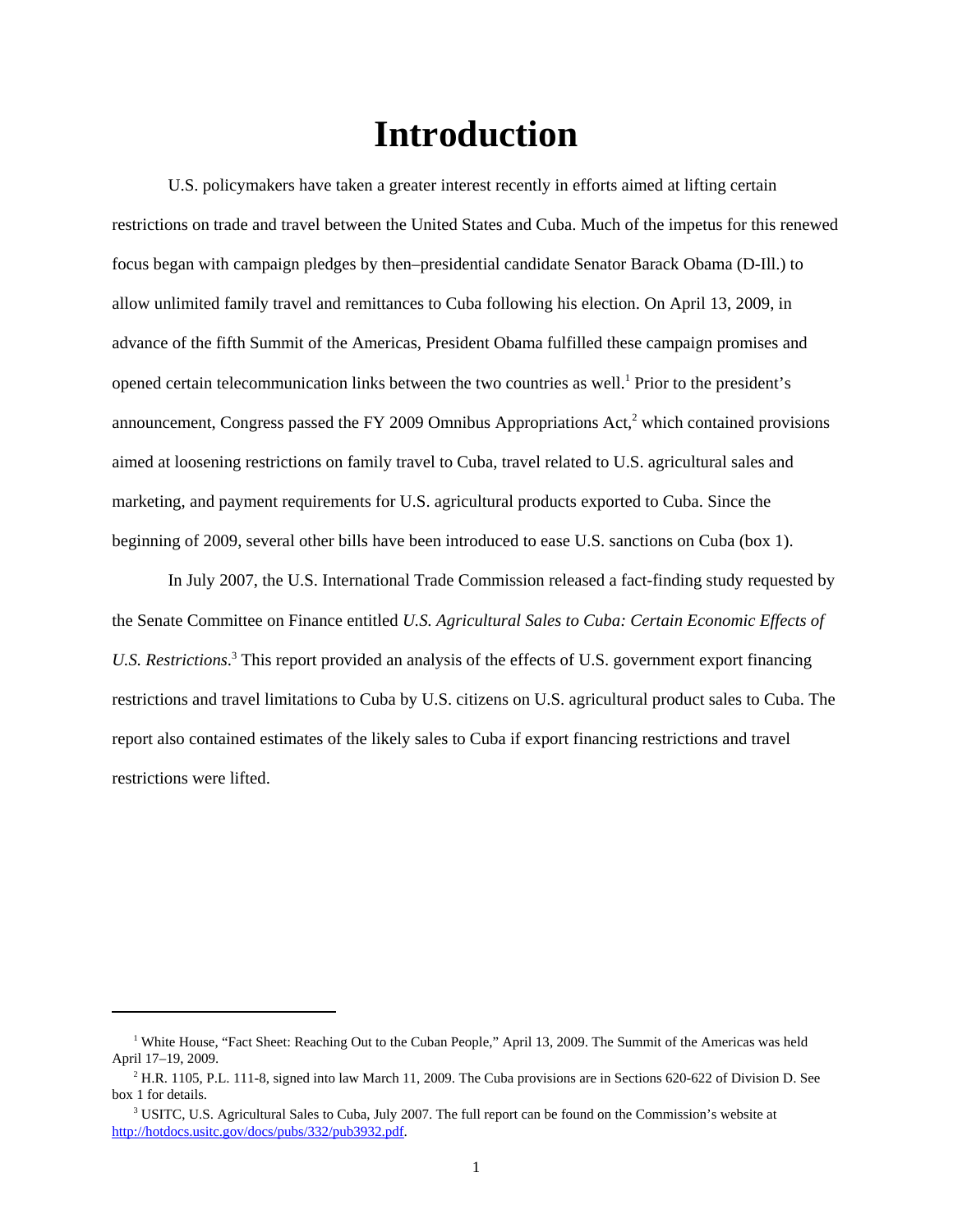# Introduction

U.S. policymakers have taken a greater interest recently in efforts aimed at lifting certain restrictions on trade and travel between the United States and Cuba. Much of the impetus for this renewed focus began with campaign pledges by then–presidential candidate Senator Barack Obama (D-Ill.) to allow unlimited family travel and remittances to Cuba following his election. On April 13, 2009, in advance of the fifth Summit of the Americas, President Obama fulfilled these campaign promises and opened certain telecommunication links between the two countries as well.[1] Prior to the president's announcement, Congress passed the FY 2009 Omnibus Appropriations Act,[2] which contained provisions aimed at loosening restrictions on family travel to Cuba, travel related to U.S. agricultural sales and marketing, and payment requirements for U.S. agricultural products exported to Cuba. Since the beginning of 2009, several other bills have been introduced to ease U.S. sanctions on Cuba (box 1).

In July 2007, the U.S. International Trade Commission released a fact-finding study requested by the Senate Committee on Finance entitled *U.S. Agricultural Sales to Cuba: Certain Economic Effects of U.S. Restrictions*.[3] This report provided an analysis of the effects of U.S. government export financing restrictions and travel limitations to Cuba by U.S. citizens on U.S. agricultural product sales to Cuba. The report also contained estimates of the likely sales to Cuba if export financing restrictions and travel restrictions were lifted.

---

[1] White House, "Fact Sheet: Reaching Out to the Cuban People," April 13, 2009. The Summit of the Americas was held April 17–19, 2009.

[2] H.R. 1105, P.L. 111-8, signed into law March 11, 2009. The Cuba provisions are in Sections 620-622 of Division D. See box 1 for details.

[3] USITC, U.S. Agricultural Sales to Cuba, July 2007. The full report can be found on the Commission's website at http://hotdocs.usitc.gov/docs/pubs/332/pub3932.pdf.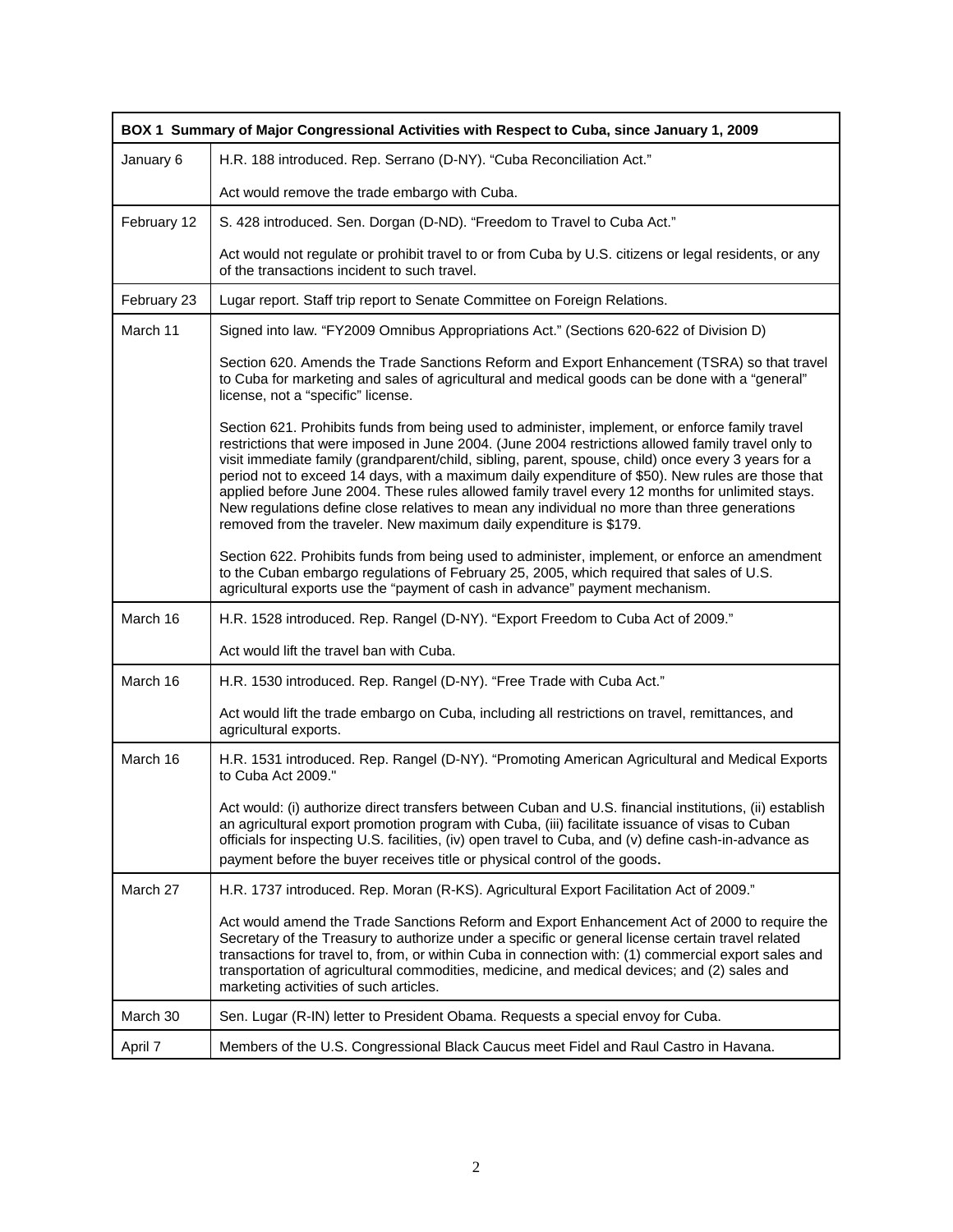| BOX 1 Summary of Major Congressional Activities with Respect to Cuba, since January 1, 2009 | |
|---|---|
| January 6 | H.R. 188 introduced. Rep. Serrano (D-NY). "Cuba Reconciliation Act."<br><br>Act would remove the trade embargo with Cuba. |
| February 12 | S. 428 introduced. Sen. Dorgan (D-ND). "Freedom to Travel to Cuba Act."<br><br>Act would not regulate or prohibit travel to or from Cuba by U.S. citizens or legal residents, or any of the transactions incident to such travel. |
| February 23 | Lugar report. Staff trip report to Senate Committee on Foreign Relations. |
| March 11 | Signed into law. "FY2009 Omnibus Appropriations Act." (Sections 620-622 of Division D)<br><br>Section 620. Amends the Trade Sanctions Reform and Export Enhancement (TSRA) so that travel to Cuba for marketing and sales of agricultural and medical goods can be done with a "general" license, not a "specific" license.<br><br>Section 621. Prohibits funds from being used to administer, implement, or enforce family travel restrictions that were imposed in June 2004. (June 2004 restrictions allowed family travel only to visit immediate family (grandparent/child, sibling, parent, spouse, child) once every 3 years for a period not to exceed 14 days, with a maximum daily expenditure of $50). New rules are those that applied before June 2004. These rules allowed family travel every 12 months for unlimited stays. New regulations define close relatives to mean any individual no more than three generations removed from the traveler. New maximum daily expenditure is $179.<br><br>Section 622. Prohibits funds from being used to administer, implement, or enforce an amendment to the Cuban embargo regulations of February 25, 2005, which required that sales of U.S. agricultural exports use the "payment of cash in advance" payment mechanism. |
| March 16 | H.R. 1528 introduced. Rep. Rangel (D-NY). "Export Freedom to Cuba Act of 2009."<br><br>Act would lift the travel ban with Cuba. |
| March 16 | H.R. 1530 introduced. Rep. Rangel (D-NY). "Free Trade with Cuba Act."<br><br>Act would lift the trade embargo on Cuba, including all restrictions on travel, remittances, and agricultural exports. |
| March 16 | H.R. 1531 introduced. Rep. Rangel (D-NY). "Promoting American Agricultural and Medical Exports to Cuba Act 2009."<br><br>Act would: (i) authorize direct transfers between Cuban and U.S. financial institutions, (ii) establish an agricultural export promotion program with Cuba, (iii) facilitate issuance of visas to Cuban officials for inspecting U.S. facilities, (iv) open travel to Cuba, and (v) define cash-in-advance as payment before the buyer receives title or physical control of the goods. |
| March 27 | H.R. 1737 introduced. Rep. Moran (R-KS). Agricultural Export Facilitation Act of 2009."<br><br>Act would amend the Trade Sanctions Reform and Export Enhancement Act of 2000 to require the Secretary of the Treasury to authorize under a specific or general license certain travel related transactions for travel to, from, or within Cuba in connection with: (1) commercial export sales and transportation of agricultural commodities, medicine, and medical devices; and (2) sales and marketing activities of such articles. |
| March 30 | Sen. Lugar (R-IN) letter to President Obama. Requests a special envoy for Cuba. |
| April 7 | Members of the U.S. Congressional Black Caucus meet Fidel and Raul Castro in Havana. |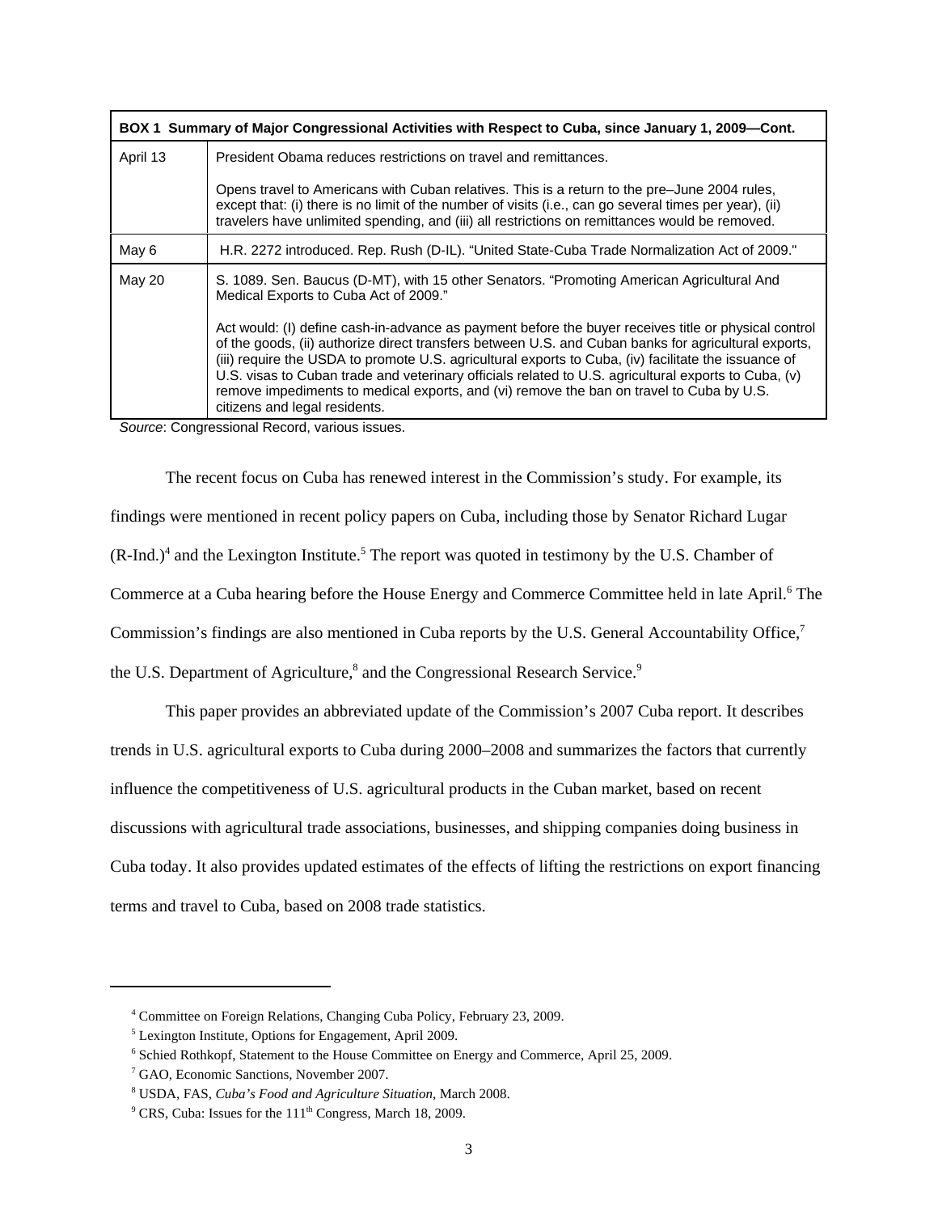| BOX 1 Summary of Major Congressional Activities with Respect to Cuba, since January 1, 2009—Cont. | |
|---|---|
| April 13 | President Obama reduces restrictions on travel and remittances.<br><br>Opens travel to Americans with Cuban relatives. This is a return to the pre–June 2004 rules, except that: (i) there is no limit of the number of visits (i.e., can go several times per year), (ii) travelers have unlimited spending, and (iii) all restrictions on remittances would be removed. |
| May 6 | H.R. 2272 introduced. Rep. Rush (D-IL). "United State-Cuba Trade Normalization Act of 2009." |
| May 20 | S. 1089. Sen. Baucus (D-MT), with 15 other Senators. "Promoting American Agricultural And Medical Exports to Cuba Act of 2009."<br><br>Act would: (I) define cash-in-advance as payment before the buyer receives title or physical control of the goods, (ii) authorize direct transfers between U.S. and Cuban banks for agricultural exports, (iii) require the USDA to promote U.S. agricultural exports to Cuba, (iv) facilitate the issuance of U.S. visas to Cuban trade and veterinary officials related to U.S. agricultural exports to Cuba, (v) remove impediments to medical exports, and (vi) remove the ban on travel to Cuba by U.S. citizens and legal residents. |

*Source*: Congressional Record, various issues.

The recent focus on Cuba has renewed interest in the Commission's study. For example, its findings were mentioned in recent policy papers on Cuba, including those by Senator Richard Lugar (R-Ind.)[4] and the Lexington Institute.[5] The report was quoted in testimony by the U.S. Chamber of Commerce at a Cuba hearing before the House Energy and Commerce Committee held in late April.[6] The Commission's findings are also mentioned in Cuba reports by the U.S. General Accountability Office,[7] the U.S. Department of Agriculture,[8] and the Congressional Research Service.[9]

This paper provides an abbreviated update of the Commission's 2007 Cuba report. It describes trends in U.S. agricultural exports to Cuba during 2000–2008 and summarizes the factors that currently influence the competitiveness of U.S. agricultural products in the Cuban market, based on recent discussions with agricultural trade associations, businesses, and shipping companies doing business in Cuba today. It also provides updated estimates of the effects of lifting the restrictions on export financing terms and travel to Cuba, based on 2008 trade statistics.

---

[4] Committee on Foreign Relations, Changing Cuba Policy, February 23, 2009.

[5] Lexington Institute, Options for Engagement, April 2009.

[6] Schied Rothkopf, Statement to the House Committee on Energy and Commerce, April 25, 2009.

[7] GAO, Economic Sanctions, November 2007.

[8] USDA, FAS, *Cuba's Food and Agriculture Situation*, March 2008.

[9] CRS, Cuba: Issues for the 111th Congress, March 18, 2009.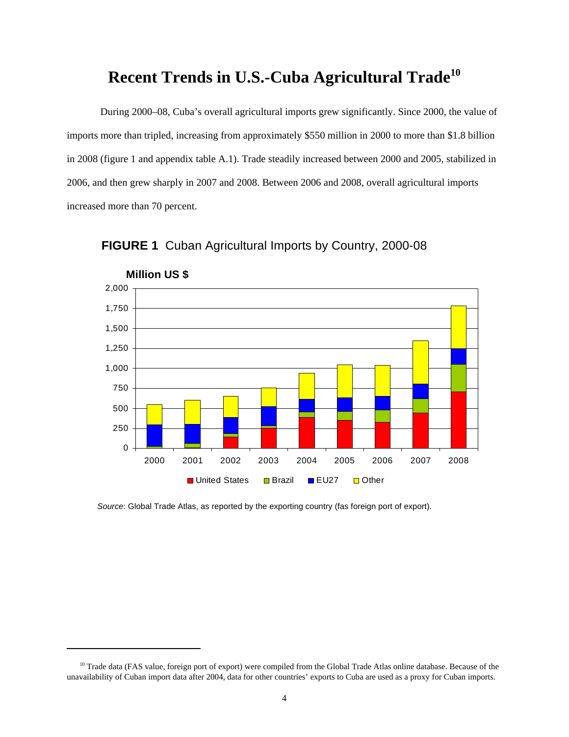# Recent Trends in U.S.-Cuba Agricultural Trade[10]

During 2000–08, Cuba's overall agricultural imports grew significantly. Since 2000, the value of imports more than tripled, increasing from approximately $550 million in 2000 to more than $1.8 billion in 2008 (figure 1 and appendix table A.1). Trade steadily increased between 2000 and 2005, stabilized in 2006, and then grew sharply in 2007 and 2008. Between 2006 and 2008, overall agricultural imports increased more than 70 percent.

**FIGURE 1** Cuban Agricultural Imports by Country, 2000-08

**Million US $**

2,000
1,750
1,500
1,250
1,000
750
500
250
0

2000 2001 2002 2003 2004 2005 2006 2007 2008

United States Brazil EU27 Other

*Source*: Global Trade Atlas, as reported by the exporting country (fas foreign port of export).

[10] Trade data (FAS value, foreign port of export) were compiled from the Global Trade Atlas online database. Because of the unavailability of Cuban import data after 2004, data for other countries' exports to Cuba are used as a proxy for Cuban imports.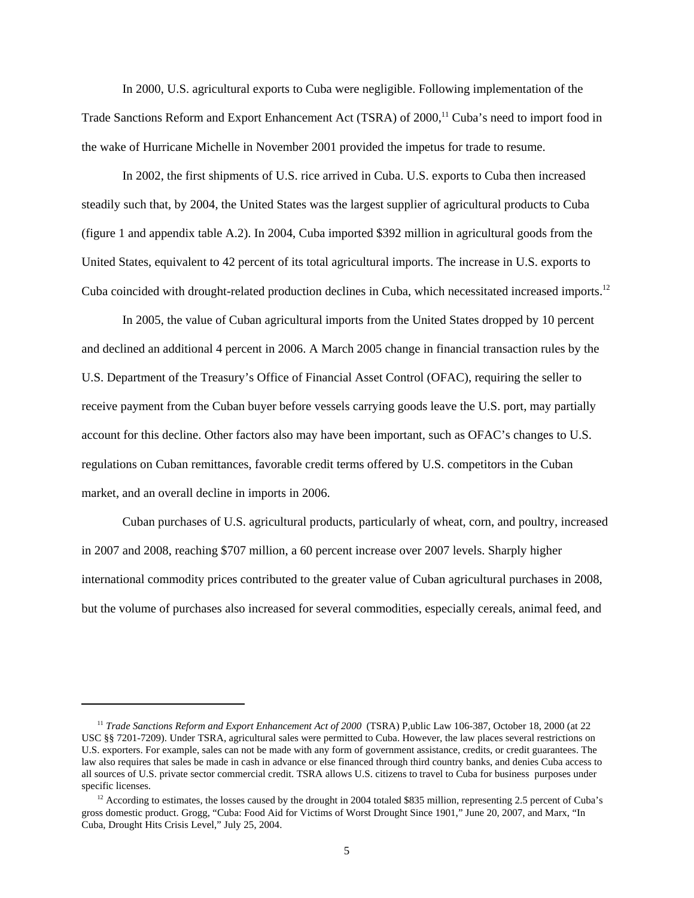In 2000, U.S. agricultural exports to Cuba were negligible. Following implementation of the Trade Sanctions Reform and Export Enhancement Act (TSRA) of 2000,[11] Cuba's need to import food in the wake of Hurricane Michelle in November 2001 provided the impetus for trade to resume.

In 2002, the first shipments of U.S. rice arrived in Cuba. U.S. exports to Cuba then increased steadily such that, by 2004, the United States was the largest supplier of agricultural products to Cuba (figure 1 and appendix table A.2). In 2004, Cuba imported $392 million in agricultural goods from the United States, equivalent to 42 percent of its total agricultural imports. The increase in U.S. exports to Cuba coincided with drought-related production declines in Cuba, which necessitated increased imports.[12]

In 2005, the value of Cuban agricultural imports from the United States dropped by 10 percent and declined an additional 4 percent in 2006. A March 2005 change in financial transaction rules by the U.S. Department of the Treasury's Office of Financial Asset Control (OFAC), requiring the seller to receive payment from the Cuban buyer before vessels carrying goods leave the U.S. port, may partially account for this decline. Other factors also may have been important, such as OFAC's changes to U.S. regulations on Cuban remittances, favorable credit terms offered by U.S. competitors in the Cuban market, and an overall decline in imports in 2006.

Cuban purchases of U.S. agricultural products, particularly of wheat, corn, and poultry, increased in 2007 and 2008, reaching $707 million, a 60 percent increase over 2007 levels. Sharply higher international commodity prices contributed to the greater value of Cuban agricultural purchases in 2008, but the volume of purchases also increased for several commodities, especially cereals, animal feed, and

---

[11] *Trade Sanctions Reform and Export Enhancement Act of 2000* (TSRA) P,ublic Law 106-387, October 18, 2000 (at 22 USC §§ 7201-7209). Under TSRA, agricultural sales were permitted to Cuba. However, the law places several restrictions on U.S. exporters. For example, sales can not be made with any form of government assistance, credits, or credit guarantees. The law also requires that sales be made in cash in advance or else financed through third country banks, and denies Cuba access to all sources of U.S. private sector commercial credit. TSRA allows U.S. citizens to travel to Cuba for business purposes under specific licenses.

[12] According to estimates, the losses caused by the drought in 2004 totaled $835 million, representing 2.5 percent of Cuba's gross domestic product. Grogg, "Cuba: Food Aid for Victims of Worst Drought Since 1901," June 20, 2007, and Marx, "In Cuba, Drought Hits Crisis Level," July 25, 2004.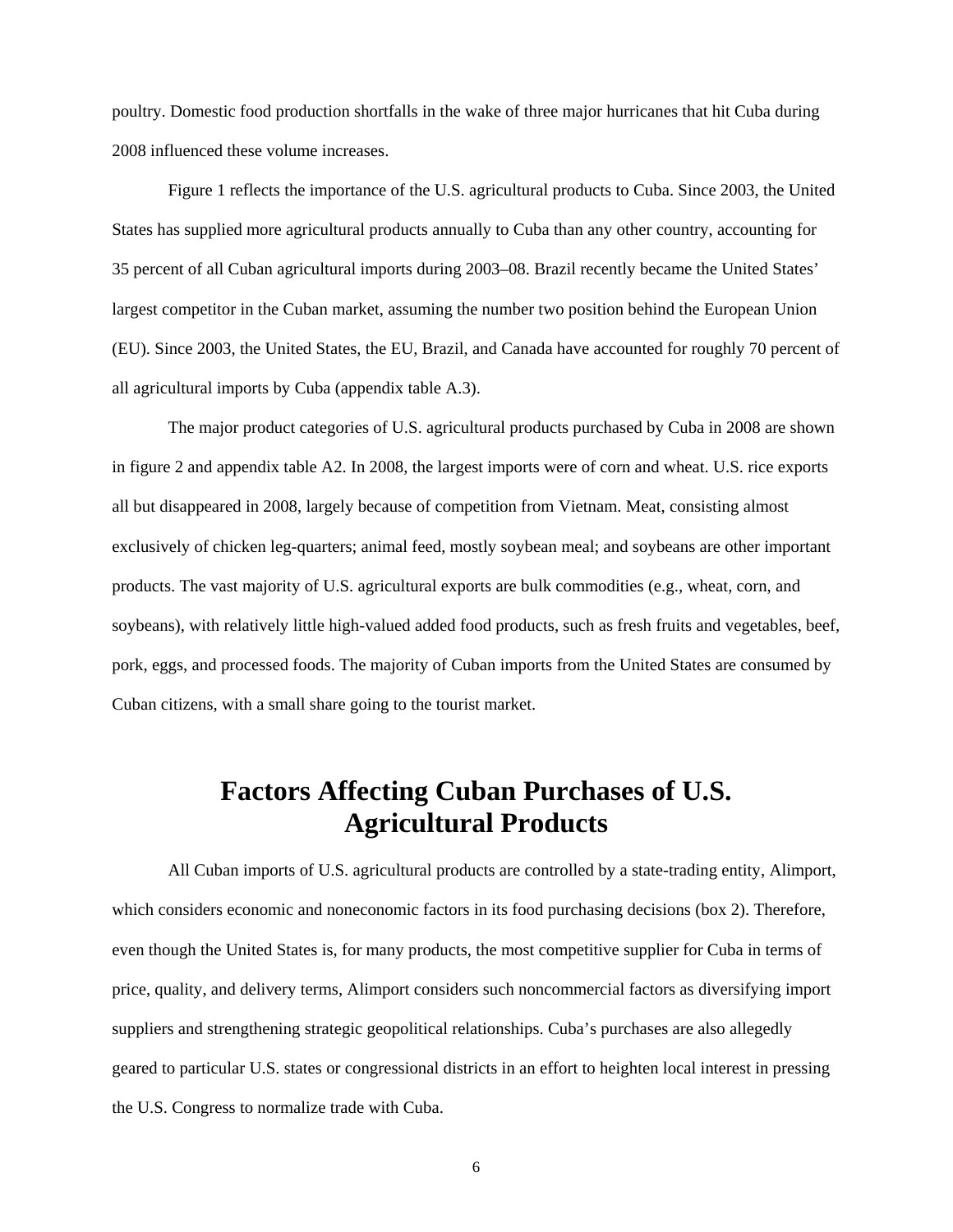poultry. Domestic food production shortfalls in the wake of three major hurricanes that hit Cuba during 2008 influenced these volume increases.

Figure 1 reflects the importance of the U.S. agricultural products to Cuba. Since 2003, the United States has supplied more agricultural products annually to Cuba than any other country, accounting for 35 percent of all Cuban agricultural imports during 2003–08. Brazil recently became the United States' largest competitor in the Cuban market, assuming the number two position behind the European Union (EU). Since 2003, the United States, the EU, Brazil, and Canada have accounted for roughly 70 percent of all agricultural imports by Cuba (appendix table A.3).

The major product categories of U.S. agricultural products purchased by Cuba in 2008 are shown in figure 2 and appendix table A2. In 2008, the largest imports were of corn and wheat. U.S. rice exports all but disappeared in 2008, largely because of competition from Vietnam. Meat, consisting almost exclusively of chicken leg-quarters; animal feed, mostly soybean meal; and soybeans are other important products. The vast majority of U.S. agricultural exports are bulk commodities (e.g., wheat, corn, and soybeans), with relatively little high-valued added food products, such as fresh fruits and vegetables, beef, pork, eggs, and processed foods. The majority of Cuban imports from the United States are consumed by Cuban citizens, with a small share going to the tourist market.

# Factors Affecting Cuban Purchases of U.S. Agricultural Products

All Cuban imports of U.S. agricultural products are controlled by a state-trading entity, Alimport, which considers economic and noneconomic factors in its food purchasing decisions (box 2). Therefore, even though the United States is, for many products, the most competitive supplier for Cuba in terms of price, quality, and delivery terms, Alimport considers such noncommercial factors as diversifying import suppliers and strengthening strategic geopolitical relationships. Cuba's purchases are also allegedly geared to particular U.S. states or congressional districts in an effort to heighten local interest in pressing the U.S. Congress to normalize trade with Cuba.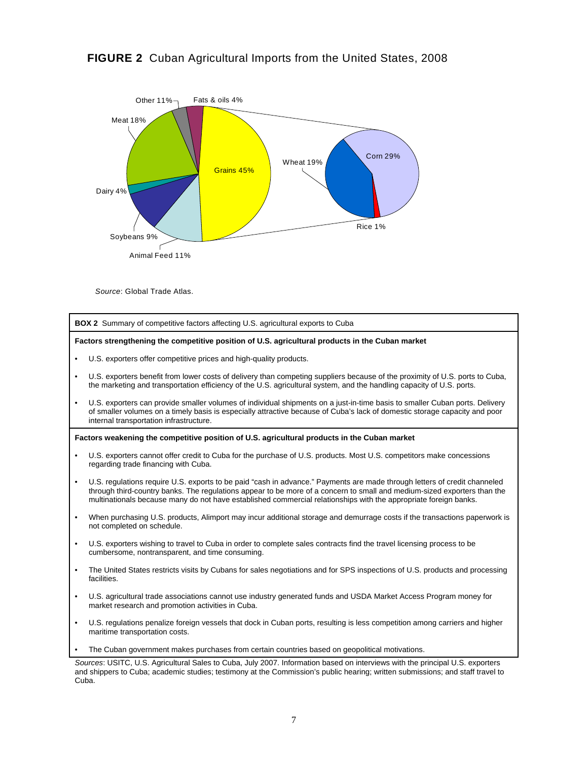**FIGURE 2** Cuban Agricultural Imports from the United States, 2008

Other 11%
Fats & oils 4%
Meat 18%
Grains 45%
Dairy 4%
Soybeans 9%
Animal Feed 11%
Wheat 19%
Corn 29%
Rice 1%

*Source*: Global Trade Atlas.

**BOX 2** Summary of competitive factors affecting U.S. agricultural exports to Cuba

**Factors strengthening the competitive position of U.S. agricultural products in the Cuban market**

- U.S. exporters offer competitive prices and high-quality products.
- U.S. exporters benefit from lower costs of delivery than competing suppliers because of the proximity of U.S. ports to Cuba, the marketing and transportation efficiency of the U.S. agricultural system, and the handling capacity of U.S. ports.
- U.S. exporters can provide smaller volumes of individual shipments on a just-in-time basis to smaller Cuban ports. Delivery of smaller volumes on a timely basis is especially attractive because of Cuba's lack of domestic storage capacity and poor internal transportation infrastructure.

**Factors weakening the competitive position of U.S. agricultural products in the Cuban market**

- U.S. exporters cannot offer credit to Cuba for the purchase of U.S. products. Most U.S. competitors make concessions regarding trade financing with Cuba.
- U.S. regulations require U.S. exports to be paid "cash in advance." Payments are made through letters of credit channeled through third-country banks. The regulations appear to be more of a concern to small and medium-sized exporters than the multinationals because many do not have established commercial relationships with the appropriate foreign banks.
- When purchasing U.S. products, Alimport may incur additional storage and demurrage costs if the transactions paperwork is not completed on schedule.
- U.S. exporters wishing to travel to Cuba in order to complete sales contracts find the travel licensing process to be cumbersome, nontransparent, and time consuming.
- The United States restricts visits by Cubans for sales negotiations and for SPS inspections of U.S. products and processing facilities.
- U.S. agricultural trade associations cannot use industry generated funds and USDA Market Access Program money for market research and promotion activities in Cuba.
- U.S. regulations penalize foreign vessels that dock in Cuban ports, resulting is less competition among carriers and higher maritime transportation costs.
- The Cuban government makes purchases from certain countries based on geopolitical motivations.

*Sources*: USITC, U.S. Agricultural Sales to Cuba, July 2007. Information based on interviews with the principal U.S. exporters and shippers to Cuba; academic studies; testimony at the Commission's public hearing; written submissions; and staff travel to Cuba.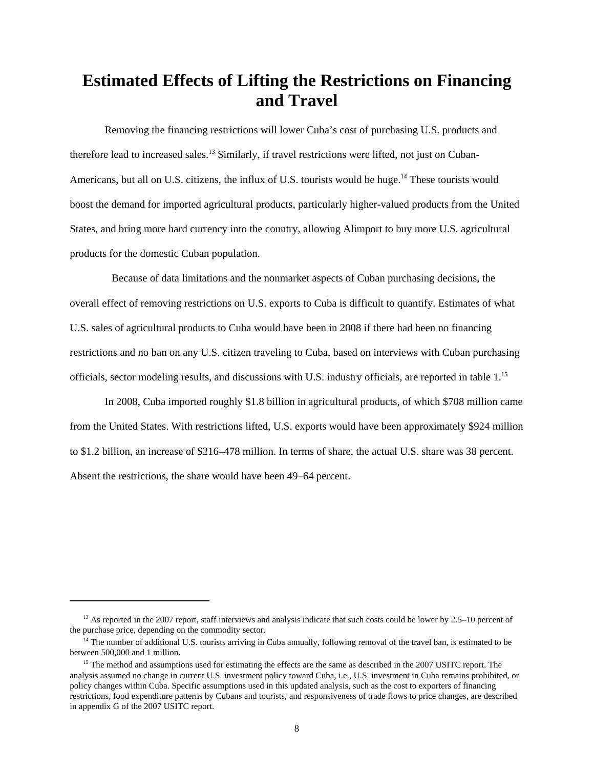# Estimated Effects of Lifting the Restrictions on Financing and Travel

Removing the financing restrictions will lower Cuba's cost of purchasing U.S. products and therefore lead to increased sales.[13] Similarly, if travel restrictions were lifted, not just on Cuban-Americans, but all on U.S. citizens, the influx of U.S. tourists would be huge.[14] These tourists would boost the demand for imported agricultural products, particularly higher-valued products from the United States, and bring more hard currency into the country, allowing Alimport to buy more U.S. agricultural products for the domestic Cuban population.

Because of data limitations and the nonmarket aspects of Cuban purchasing decisions, the overall effect of removing restrictions on U.S. exports to Cuba is difficult to quantify. Estimates of what U.S. sales of agricultural products to Cuba would have been in 2008 if there had been no financing restrictions and no ban on any U.S. citizen traveling to Cuba, based on interviews with Cuban purchasing officials, sector modeling results, and discussions with U.S. industry officials, are reported in table 1.[15]

In 2008, Cuba imported roughly $1.8 billion in agricultural products, of which $708 million came from the United States. With restrictions lifted, U.S. exports would have been approximately $924 million to $1.2 billion, an increase of $216–478 million. In terms of share, the actual U.S. share was 38 percent. Absent the restrictions, the share would have been 49–64 percent.

---

[13] As reported in the 2007 report, staff interviews and analysis indicate that such costs could be lower by 2.5–10 percent of the purchase price, depending on the commodity sector.

[14] The number of additional U.S. tourists arriving in Cuba annually, following removal of the travel ban, is estimated to be between 500,000 and 1 million.

[15] The method and assumptions used for estimating the effects are the same as described in the 2007 USITC report. The analysis assumed no change in current U.S. investment policy toward Cuba, i.e., U.S. investment in Cuba remains prohibited, or policy changes within Cuba. Specific assumptions used in this updated analysis, such as the cost to exporters of financing restrictions, food expenditure patterns by Cubans and tourists, and responsiveness of trade flows to price changes, are described in appendix G of the 2007 USITC report.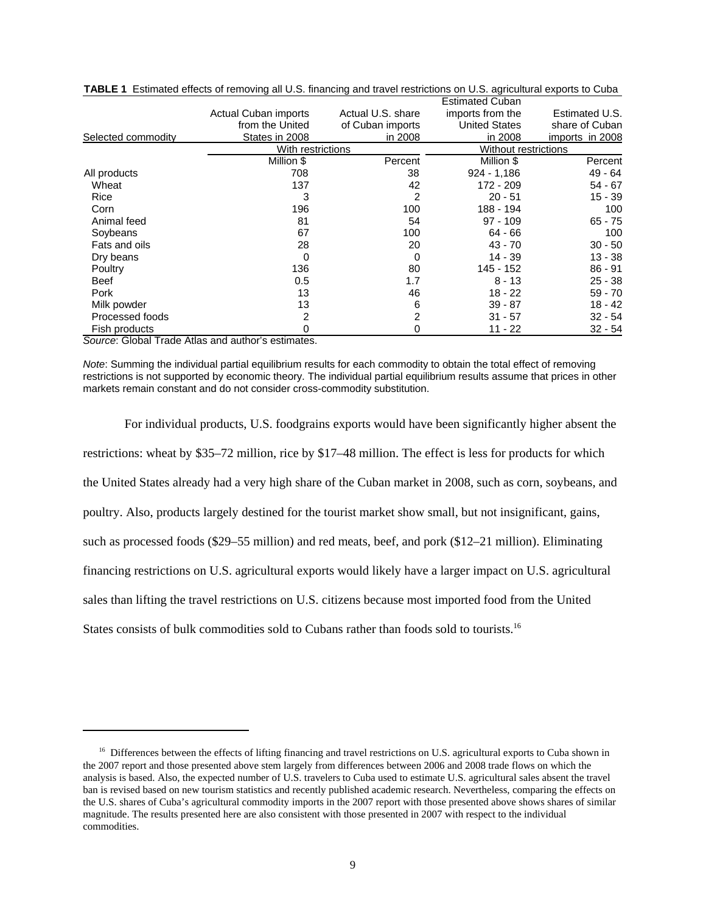**TABLE 1** Estimated effects of removing all U.S. financing and travel restrictions on U.S. agricultural exports to Cuba

| Selected commodity | Actual Cuban imports from the United States in 2008 | Actual U.S. share of Cuban imports in 2008 | Estimated Cuban imports from the United States in 2008 | Estimated U.S. share of Cuban imports in 2008 |
|---|---|---|---|---|
| | With restrictions | | Without restrictions | |
| | Million $ | Percent | Million $ | Percent |
| All products | 708 | 38 | 924 - 1,186 | 49 - 64 |
| Wheat | 137 | 42 | 172 - 209 | 54 - 67 |
| Rice | 3 | 2 | 20 - 51 | 15 - 39 |
| Corn | 196 | 100 | 188 - 194 | 100 |
| Animal feed | 81 | 54 | 97 - 109 | 65 - 75 |
| Soybeans | 67 | 100 | 64 - 66 | 100 |
| Fats and oils | 28 | 20 | 43 - 70 | 30 - 50 |
| Dry beans | 0 | 0 | 14 - 39 | 13 - 38 |
| Poultry | 136 | 80 | 145 - 152 | 86 - 91 |
| Beef | 0.5 | 1.7 | 8 - 13 | 25 - 38 |
| Pork | 13 | 46 | 18 - 22 | 59 - 70 |
| Milk powder | 13 | 6 | 39 - 87 | 18 - 42 |
| Processed foods | 2 | 2 | 31 - 57 | 32 - 54 |
| Fish products | 0 | 0 | 11 - 22 | 32 - 54 |

*Source*: Global Trade Atlas and author's estimates.

*Note*: Summing the individual partial equilibrium results for each commodity to obtain the total effect of removing restrictions is not supported by economic theory. The individual partial equilibrium results assume that prices in other markets remain constant and do not consider cross-commodity substitution.

For individual products, U.S. foodgrains exports would have been significantly higher absent the restrictions: wheat by $35–72 million, rice by $17–48 million. The effect is less for products for which the United States already had a very high share of the Cuban market in 2008, such as corn, soybeans, and poultry. Also, products largely destined for the tourist market show small, but not insignificant, gains, such as processed foods ($29–55 million) and red meats, beef, and pork ($12–21 million). Eliminating financing restrictions on U.S. agricultural exports would likely have a larger impact on U.S. agricultural sales than lifting the travel restrictions on U.S. citizens because most imported food from the United States consists of bulk commodities sold to Cubans rather than foods sold to tourists.[16]

---

[16] Differences between the effects of lifting financing and travel restrictions on U.S. agricultural exports to Cuba shown in the 2007 report and those presented above stem largely from differences between 2006 and 2008 trade flows on which the analysis is based. Also, the expected number of U.S. travelers to Cuba used to estimate U.S. agricultural sales absent the travel ban is revised based on new tourism statistics and recently published academic research. Nevertheless, comparing the effects on the U.S. shares of Cuba's agricultural commodity imports in the 2007 report with those presented above shows shares of similar magnitude. The results presented here are also consistent with those presented in 2007 with respect to the individual commodities.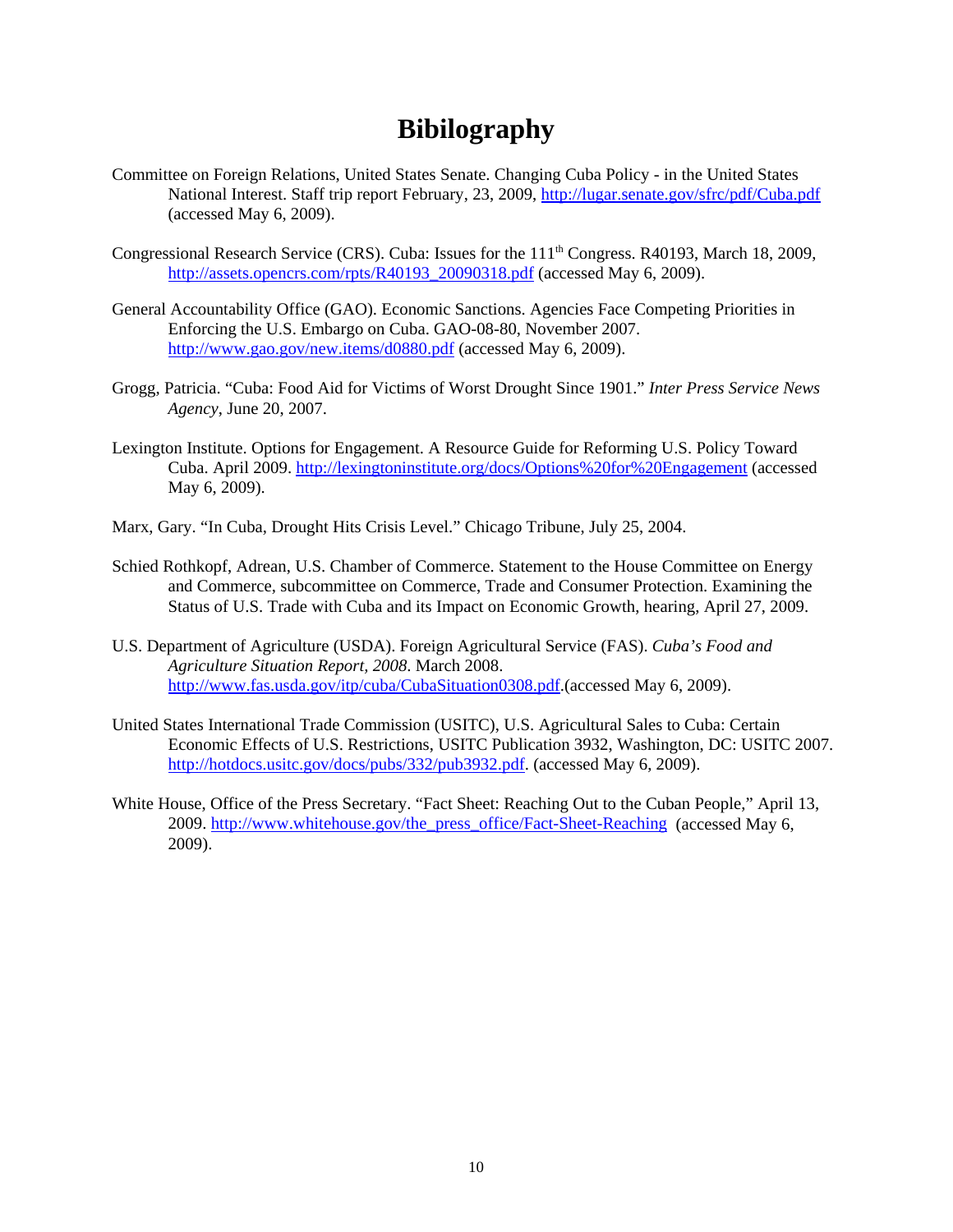# Bibilography

Committee on Foreign Relations, United States Senate. Changing Cuba Policy - in the United States National Interest. Staff trip report February, 23, 2009, http://lugar.senate.gov/sfrc/pdf/Cuba.pdf (accessed May 6, 2009).

Congressional Research Service (CRS). Cuba: Issues for the 111th Congress. R40193, March 18, 2009, http://assets.opencrs.com/rpts/R40193_20090318.pdf (accessed May 6, 2009).

General Accountability Office (GAO). Economic Sanctions. Agencies Face Competing Priorities in Enforcing the U.S. Embargo on Cuba. GAO-08-80, November 2007. http://www.gao.gov/new.items/d0880.pdf (accessed May 6, 2009).

Grogg, Patricia. "Cuba: Food Aid for Victims of Worst Drought Since 1901." *Inter Press Service News Agency*, June 20, 2007.

Lexington Institute. Options for Engagement. A Resource Guide for Reforming U.S. Policy Toward Cuba. April 2009. http://lexingtoninstitute.org/docs/Options%20for%20Engagement (accessed May 6, 2009).

Marx, Gary. "In Cuba, Drought Hits Crisis Level." Chicago Tribune, July 25, 2004.

Schied Rothkopf, Adrean, U.S. Chamber of Commerce. Statement to the House Committee on Energy and Commerce, subcommittee on Commerce, Trade and Consumer Protection. Examining the Status of U.S. Trade with Cuba and its Impact on Economic Growth, hearing, April 27, 2009.

U.S. Department of Agriculture (USDA). Foreign Agricultural Service (FAS). *Cuba's Food and Agriculture Situation Report, 2008*. March 2008. http://www.fas.usda.gov/itp/cuba/CubaSituation0308.pdf.(accessed May 6, 2009).

United States International Trade Commission (USITC), U.S. Agricultural Sales to Cuba: Certain Economic Effects of U.S. Restrictions, USITC Publication 3932, Washington, DC: USITC 2007. http://hotdocs.usitc.gov/docs/pubs/332/pub3932.pdf. (accessed May 6, 2009).

White House, Office of the Press Secretary. "Fact Sheet: Reaching Out to the Cuban People," April 13, 2009. http://www.whitehouse.gov/the_press_office/Fact-Sheet-Reaching (accessed May 6, 2009).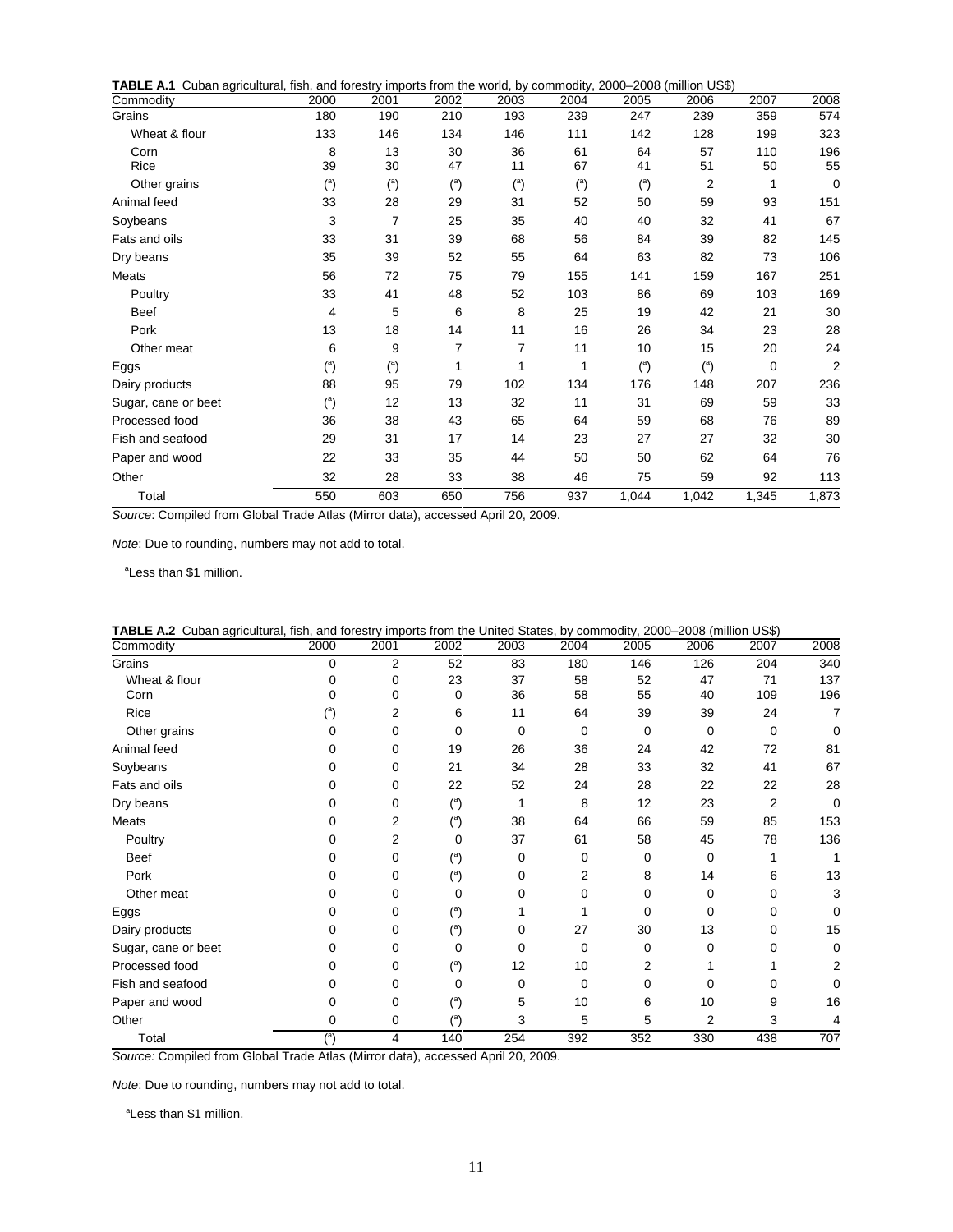**TABLE A.1** Cuban agricultural, fish, and forestry imports from the world, by commodity, 2000–2008 (million US$)

| Commodity | 2000 | 2001 | 2002 | 2003 | 2004 | 2005 | 2006 | 2007 | 2008 |
|---|---|---|---|---|---|---|---|---|---|
| Grains | 180 | 190 | 210 | 193 | 239 | 247 | 239 | 359 | 574 |
| Wheat & flour | 133 | 146 | 134 | 146 | 111 | 142 | 128 | 199 | 323 |
| Corn | 8 | 13 | 30 | 36 | 61 | 64 | 57 | 110 | 196 |
| Rice | 39 | 30 | 47 | 11 | 67 | 41 | 51 | 50 | 55 |
| Other grains | ([a]) | ([a]) | ([a]) | ([a]) | ([a]) | ([a]) | 2 | 1 | 0 |
| Animal feed | 33 | 28 | 29 | 31 | 52 | 50 | 59 | 93 | 151 |
| Soybeans | 3 | 7 | 25 | 35 | 40 | 40 | 32 | 41 | 67 |
| Fats and oils | 33 | 31 | 39 | 68 | 56 | 84 | 39 | 82 | 145 |
| Dry beans | 35 | 39 | 52 | 55 | 64 | 63 | 82 | 73 | 106 |
| Meats | 56 | 72 | 75 | 79 | 155 | 141 | 159 | 167 | 251 |
| Poultry | 33 | 41 | 48 | 52 | 103 | 86 | 69 | 103 | 169 |
| Beef | 4 | 5 | 6 | 8 | 25 | 19 | 42 | 21 | 30 |
| Pork | 13 | 18 | 14 | 11 | 16 | 26 | 34 | 23 | 28 |
| Other meat | 6 | 9 | 7 | 7 | 11 | 10 | 15 | 20 | 24 |
| Eggs | ([a]) | ([a]) | 1 | 1 | 1 | ([a]) | ([a]) | 0 | 2 |
| Dairy products | 88 | 95 | 79 | 102 | 134 | 176 | 148 | 207 | 236 |
| Sugar, cane or beet | ([a]) | 12 | 13 | 32 | 11 | 31 | 69 | 59 | 33 |
| Processed food | 36 | 38 | 43 | 65 | 64 | 59 | 68 | 76 | 89 |
| Fish and seafood | 29 | 31 | 17 | 14 | 23 | 27 | 27 | 32 | 30 |
| Paper and wood | 22 | 33 | 35 | 44 | 50 | 50 | 62 | 64 | 76 |
| Other | 32 | 28 | 33 | 38 | 46 | 75 | 59 | 92 | 113 |
| Total | 550 | 603 | 650 | 756 | 937 | 1,044 | 1,042 | 1,345 | 1,873 |

*Source*: Compiled from Global Trade Atlas (Mirror data), accessed April 20, 2009.

*Note*: Due to rounding, numbers may not add to total.

[a]Less than $1 million.

**TABLE A.2** Cuban agricultural, fish, and forestry imports from the United States, by commodity, 2000–2008 (million US$)

| Commodity | 2000 | 2001 | 2002 | 2003 | 2004 | 2005 | 2006 | 2007 | 2008 |
|---|---|---|---|---|---|---|---|---|---|
| Grains | 0 | 2 | 52 | 83 | 180 | 146 | 126 | 204 | 340 |
| Wheat & flour | 0 | 0 | 23 | 37 | 58 | 52 | 47 | 71 | 137 |
| Corn | 0 | 0 | 0 | 36 | 58 | 55 | 40 | 109 | 196 |
| Rice | ([a]) | 2 | 6 | 11 | 64 | 39 | 39 | 24 | 7 |
| Other grains | 0 | 0 | 0 | 0 | 0 | 0 | 0 | 0 | 0 |
| Animal feed | 0 | 0 | 19 | 26 | 36 | 24 | 42 | 72 | 81 |
| Soybeans | 0 | 0 | 21 | 34 | 28 | 33 | 32 | 41 | 67 |
| Fats and oils | 0 | 0 | 22 | 52 | 24 | 28 | 22 | 22 | 28 |
| Dry beans | 0 | 0 | ([a]) | 1 | 8 | 12 | 23 | 2 | 0 |
| Meats | 0 | 2 | ([a]) | 38 | 64 | 66 | 59 | 85 | 153 |
| Poultry | 0 | 2 | 0 | 37 | 61 | 58 | 45 | 78 | 136 |
| Beef | 0 | 0 | ([a]) | 0 | 0 | 0 | 0 | 1 | 1 |
| Pork | 0 | 0 | ([a]) | 0 | 2 | 8 | 14 | 6 | 13 |
| Other meat | 0 | 0 | 0 | 0 | 0 | 0 | 0 | 0 | 3 |
| Eggs | 0 | 0 | ([a]) | 1 | 1 | 0 | 0 | 0 | 0 |
| Dairy products | 0 | 0 | ([a]) | 0 | 27 | 30 | 13 | 0 | 15 |
| Sugar, cane or beet | 0 | 0 | 0 | 0 | 0 | 0 | 0 | 0 | 0 |
| Processed food | 0 | 0 | ([a]) | 12 | 10 | 2 | 1 | 1 | 2 |
| Fish and seafood | 0 | 0 | 0 | 0 | 0 | 0 | 0 | 0 | 0 |
| Paper and wood | 0 | 0 | ([a]) | 5 | 10 | 6 | 10 | 9 | 16 |
| Other | 0 | 0 | ([a]) | 3 | 5 | 5 | 2 | 3 | 4 |
| Total | ([a]) | 4 | 140 | 254 | 392 | 352 | 330 | 438 | 707 |

*Source:* Compiled from Global Trade Atlas (Mirror data), accessed April 20, 2009.

*Note*: Due to rounding, numbers may not add to total.

[a]Less than $1 million.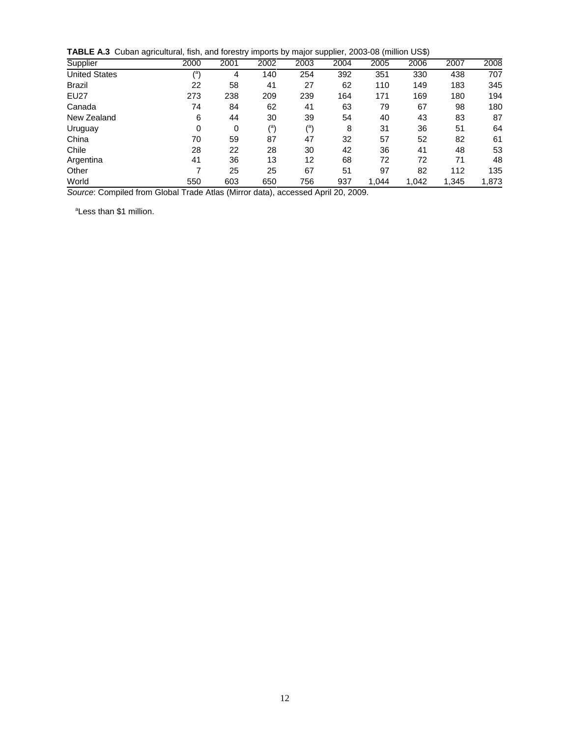**TABLE A.3** Cuban agricultural, fish, and forestry imports by major supplier, 2003-08 (million US$)

| Supplier | 2000 | 2001 | 2002 | 2003 | 2004 | 2005 | 2006 | 2007 | 2008 |
|---|---|---|---|---|---|---|---|---|---|
| United States | ([a]) | 4 | 140 | 254 | 392 | 351 | 330 | 438 | 707 |
| Brazil | 22 | 58 | 41 | 27 | 62 | 110 | 149 | 183 | 345 |
| EU27 | 273 | 238 | 209 | 239 | 164 | 171 | 169 | 180 | 194 |
| Canada | 74 | 84 | 62 | 41 | 63 | 79 | 67 | 98 | 180 |
| New Zealand | 6 | 44 | 30 | 39 | 54 | 40 | 43 | 83 | 87 |
| Uruguay | 0 | 0 | ([a]) | ([a]) | 8 | 31 | 36 | 51 | 64 |
| China | 70 | 59 | 87 | 47 | 32 | 57 | 52 | 82 | 61 |
| Chile | 28 | 22 | 28 | 30 | 42 | 36 | 41 | 48 | 53 |
| Argentina | 41 | 36 | 13 | 12 | 68 | 72 | 72 | 71 | 48 |
| Other | 7 | 25 | 25 | 67 | 51 | 97 | 82 | 112 | 135 |
| World | 550 | 603 | 650 | 756 | 937 | 1,044 | 1,042 | 1,345 | 1,873 |

*Source*: Compiled from Global Trade Atlas (Mirror data), accessed April 20, 2009.

[a]Less than $1 million.